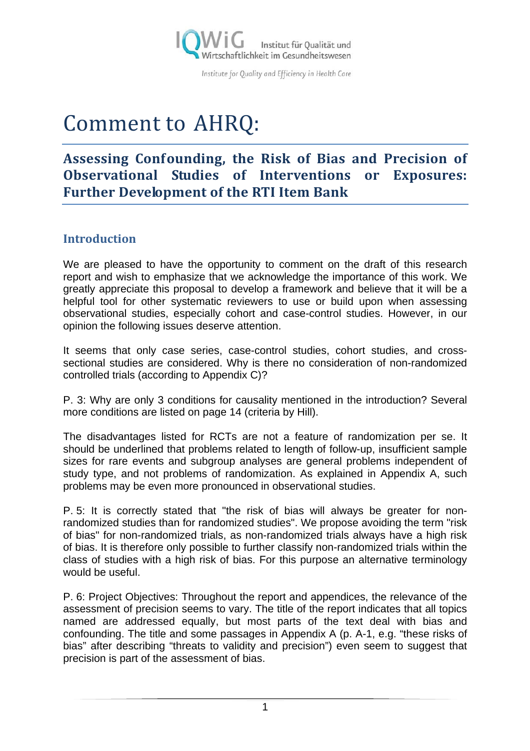# Comment to AHRQ:

## Assessing Confounding, the Risk of Bias and Precision of Observational Studies of Interventions or Exposures: Further Development of the RTI Item Bank

### Introduction

We are pleased to have the opportunity to comment on the draft of this research report and wish to emphasize that we acknowledge the importance of this work. We greatly appreciate this proposal to develop a framework and believe that it will be a helpful tool for other systematic reviewers to use or build upon when assessing observational studies, especially cohort and case-control studies. However, in our opinion the following issues deserve attention.

It seems that only case series, case-control studies, cohort studies, and cross-sectional studies are considered. Why is there no consideration of non-randomized controlled trials (according to Appendix C)?

P. 3: Why are only 3 conditions for causality mentioned in the introduction? Several more conditions are listed on page 14 (criteria by Hill).

The disadvantages listed for RCTs are not a feature of randomization per se. It should be underlined that problems related to length of follow-up, insufficient sample sizes for rare events and subgroup analyses are general problems independent of study type, and not problems of randomization. As explained in Appendix A, such problems may be even more pronounced in observational studies.

P. 5: It is correctly stated that "the risk of bias will always be greater for non-randomized studies than for randomized studies". We propose avoiding the term "risk of bias" for non-randomized trials, as non-randomized trials always have a high risk of bias. It is therefore only possible to further classify non-randomized trials within the class of studies with a high risk of bias. For this purpose an alternative terminology would be useful.

P. 6: Project Objectives: Throughout the report and appendices, the relevance of the assessment of precision seems to vary. The title of the report indicates that all topics named are addressed equally, but most parts of the text deal with bias and confounding. The title and some passages in Appendix A (p. A-1, e.g. "these risks of bias" after describing "threats to validity and precision") even seem to suggest that precision is part of the assessment of bias.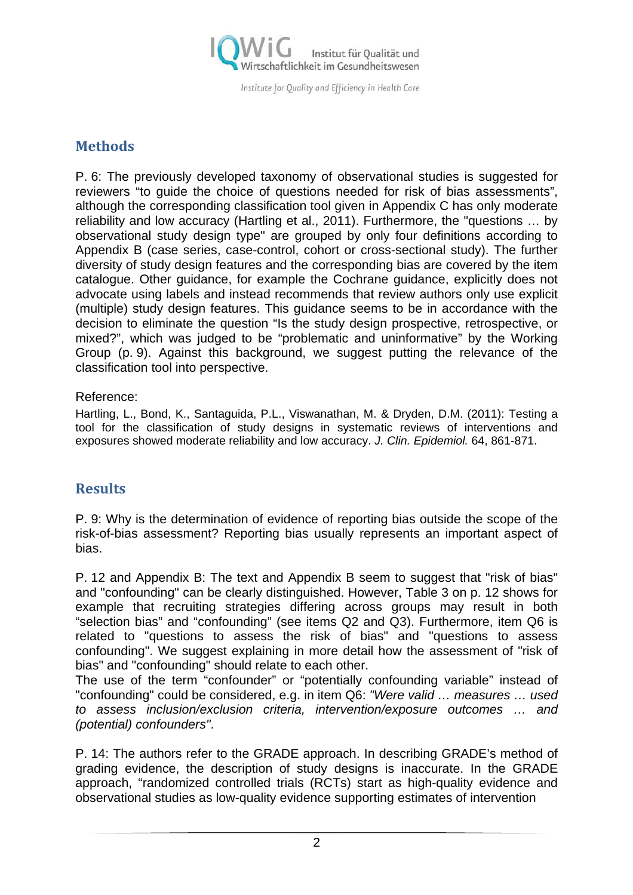## Methods

P. 6: The previously developed taxonomy of observational studies is suggested for reviewers "to guide the choice of questions needed for risk of bias assessments", although the corresponding classification tool given in Appendix C has only moderate reliability and low accuracy (Hartling et al., 2011). Furthermore, the "questions … by observational study design type" are grouped by only four definitions according to Appendix B (case series, case-control, cohort or cross-sectional study). The further diversity of study design features and the corresponding bias are covered by the item catalogue. Other guidance, for example the Cochrane guidance, explicitly does not advocate using labels and instead recommends that review authors only use explicit (multiple) study design features. This guidance seems to be in accordance with the decision to eliminate the question "Is the study design prospective, retrospective, or mixed?", which was judged to be "problematic and uninformative" by the Working Group (p. 9). Against this background, we suggest putting the relevance of the classification tool into perspective.

Reference:

Hartling, L., Bond, K., Santaguida, P.L., Viswanathan, M. & Dryden, D.M. (2011): Testing a tool for the classification of study designs in systematic reviews of interventions and exposures showed moderate reliability and low accuracy. *J. Clin. Epidemiol.* 64, 861-871.

## Results

P. 9: Why is the determination of evidence of reporting bias outside the scope of the risk-of-bias assessment? Reporting bias usually represents an important aspect of bias.

P. 12 and Appendix B: The text and Appendix B seem to suggest that "risk of bias" and "confounding" can be clearly distinguished. However, Table 3 on p. 12 shows for example that recruiting strategies differing across groups may result in both "selection bias" and "confounding" (see items Q2 and Q3). Furthermore, item Q6 is related to "questions to assess the risk of bias" and "questions to assess confounding". We suggest explaining in more detail how the assessment of "risk of bias" and "confounding" should relate to each other.
The use of the term "confounder" or "potentially confounding variable" instead of "confounding" could be considered, e.g. in item Q6: *"Were valid … measures … used to assess inclusion/exclusion criteria, intervention/exposure outcomes … and (potential) confounders"*.

P. 14: The authors refer to the GRADE approach. In describing GRADE's method of grading evidence, the description of study designs is inaccurate. In the GRADE approach, "randomized controlled trials (RCTs) start as high-quality evidence and observational studies as low-quality evidence supporting estimates of intervention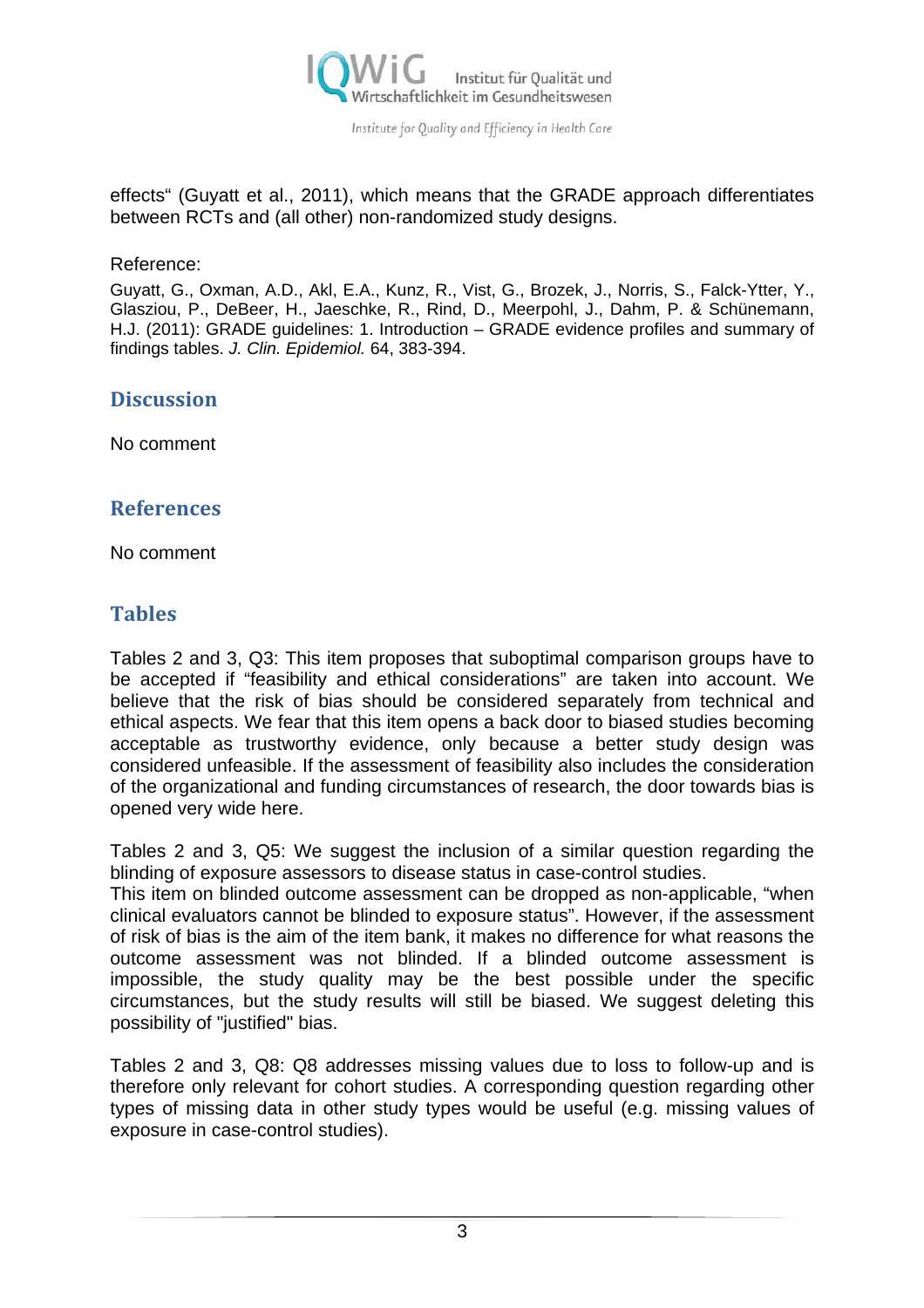effects" (Guyatt et al., 2011), which means that the GRADE approach differentiates between RCTs and (all other) non-randomized study designs.

Reference:

Guyatt, G., Oxman, A.D., Akl, E.A., Kunz, R., Vist, G., Brozek, J., Norris, S., Falck-Ytter, Y., Glasziou, P., DeBeer, H., Jaeschke, R., Rind, D., Meerpohl, J., Dahm, P. & Schünemann, H.J. (2011): GRADE guidelines: 1. Introduction – GRADE evidence profiles and summary of findings tables. *J. Clin. Epidemiol.* 64, 383-394.

## Discussion

No comment

## References

No comment

## Tables

Tables 2 and 3, Q3: This item proposes that suboptimal comparison groups have to be accepted if "feasibility and ethical considerations" are taken into account. We believe that the risk of bias should be considered separately from technical and ethical aspects. We fear that this item opens a back door to biased studies becoming acceptable as trustworthy evidence, only because a better study design was considered unfeasible. If the assessment of feasibility also includes the consideration of the organizational and funding circumstances of research, the door towards bias is opened very wide here.

Tables 2 and 3, Q5: We suggest the inclusion of a similar question regarding the blinding of exposure assessors to disease status in case-control studies.
This item on blinded outcome assessment can be dropped as non-applicable, "when clinical evaluators cannot be blinded to exposure status". However, if the assessment of risk of bias is the aim of the item bank, it makes no difference for what reasons the outcome assessment was not blinded. If a blinded outcome assessment is impossible, the study quality may be the best possible under the specific circumstances, but the study results will still be biased. We suggest deleting this possibility of "justified" bias.

Tables 2 and 3, Q8: Q8 addresses missing values due to loss to follow-up and is therefore only relevant for cohort studies. A corresponding question regarding other types of missing data in other study types would be useful (e.g. missing values of exposure in case-control studies).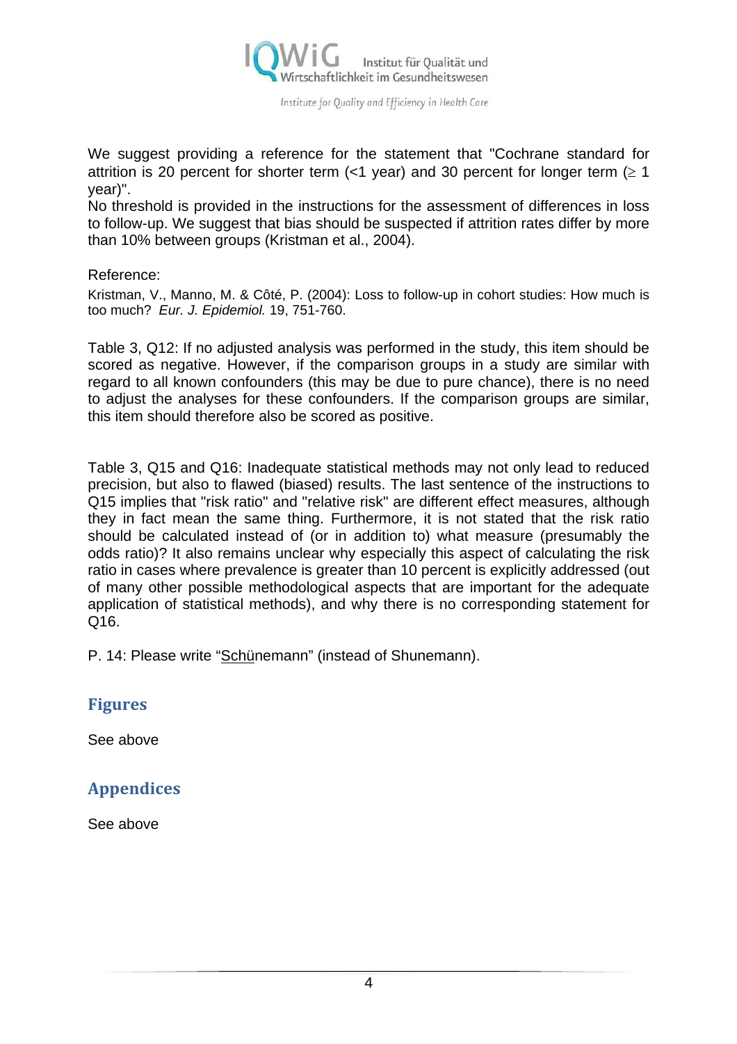We suggest providing a reference for the statement that "Cochrane standard for attrition is 20 percent for shorter term (<1 year) and 30 percent for longer term (≥ 1 year)".
No threshold is provided in the instructions for the assessment of differences in loss to follow-up. We suggest that bias should be suspected if attrition rates differ by more than 10% between groups (Kristman et al., 2004).

Reference:

Kristman, V., Manno, M. & Côté, P. (2004): Loss to follow-up in cohort studies: How much is too much? *Eur. J. Epidemiol.* 19, 751-760.

Table 3, Q12: If no adjusted analysis was performed in the study, this item should be scored as negative. However, if the comparison groups in a study are similar with regard to all known confounders (this may be due to pure chance), there is no need to adjust the analyses for these confounders. If the comparison groups are similar, this item should therefore also be scored as positive.

Table 3, Q15 and Q16: Inadequate statistical methods may not only lead to reduced precision, but also to flawed (biased) results. The last sentence of the instructions to Q15 implies that "risk ratio" and "relative risk" are different effect measures, although they in fact mean the same thing. Furthermore, it is not stated that the risk ratio should be calculated instead of (or in addition to) what measure (presumably the odds ratio)? It also remains unclear why especially this aspect of calculating the risk ratio in cases where prevalence is greater than 10 percent is explicitly addressed (out of many other possible methodological aspects that are important for the adequate application of statistical methods), and why there is no corresponding statement for Q16.

P. 14: Please write "Schünemann" (instead of Shunemann).

## Figures

See above

## Appendices

See above